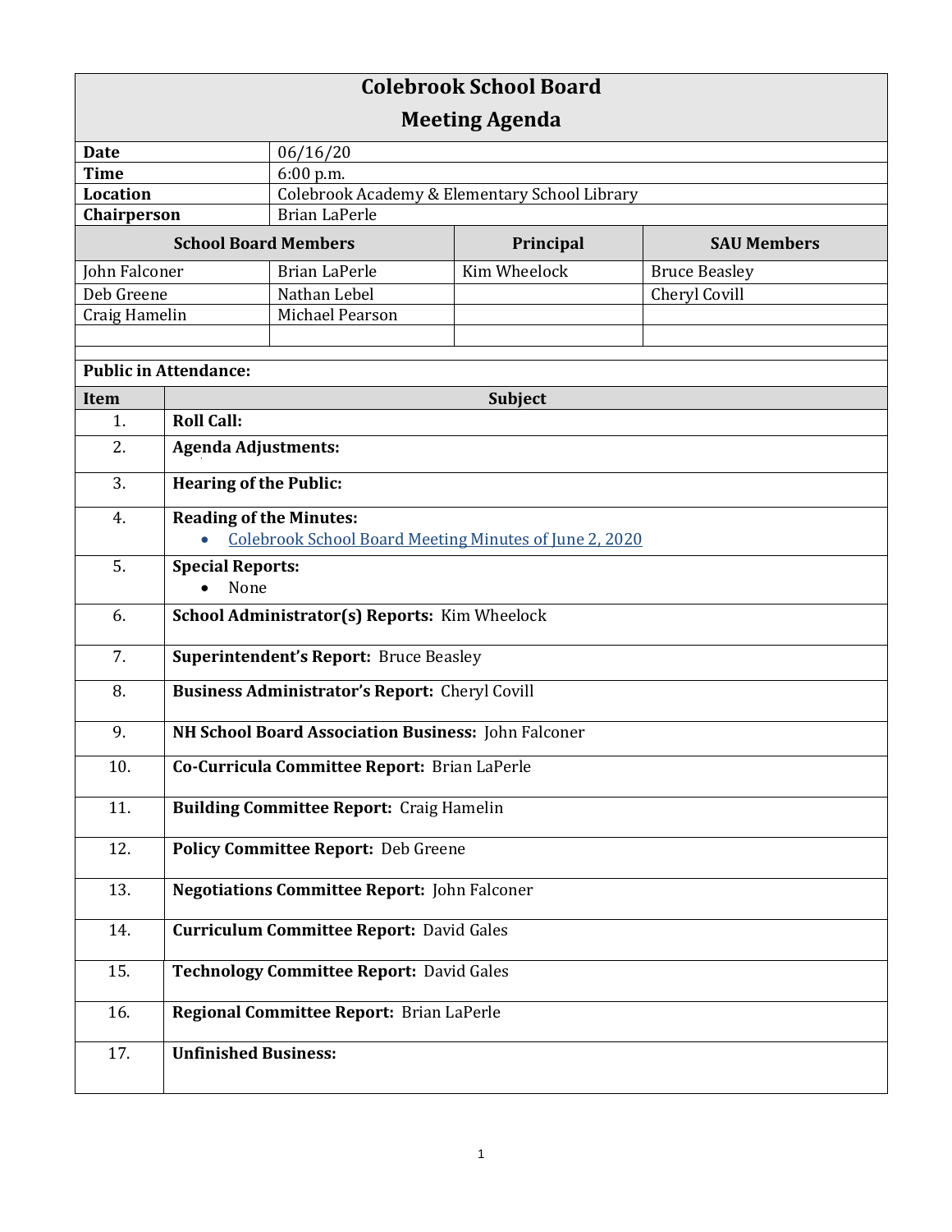# Colebrook School Board

## Meeting Agenda

| | |
|---|---|
| **Date** | 06/16/20 |
| **Time** | 6:00 p.m. |
| **Location** | Colebrook Academy & Elementary School Library |
| **Chairperson** | Brian LaPerle |

| **School Board Members** | | **Principal** | **SAU Members** |
|---|---|---|---|
| John Falconer | Brian LaPerle | Kim Wheelock | Bruce Beasley |
| Deb Greene | Nathan Lebel | | Cheryl Covill |
| Craig Hamelin | Michael Pearson | | |

**Public in Attendance:**

| Item | Subject |
|---|---|
| 1. | **Roll Call:** |
| 2. | **Agenda Adjustments:** |
| 3. | **Hearing of the Public:** |
| 4. | **Reading of the Minutes:** <br>• Colebrook School Board Meeting Minutes of June 2, 2020 |
| 5. | **Special Reports:** <br>• None |
| 6. | **School Administrator(s) Reports:** Kim Wheelock |
| 7. | **Superintendent's Report:** Bruce Beasley |
| 8. | **Business Administrator's Report:** Cheryl Covill |
| 9. | **NH School Board Association Business:** John Falconer |
| 10. | **Co-Curricula Committee Report:** Brian LaPerle |
| 11. | **Building Committee Report:** Craig Hamelin |
| 12. | **Policy Committee Report:** Deb Greene |
| 13. | **Negotiations Committee Report:** John Falconer |
| 14. | **Curriculum Committee Report:** David Gales |
| 15. | **Technology Committee Report:** David Gales |
| 16. | **Regional Committee Report:** Brian LaPerle |
| 17. | **Unfinished Business:** |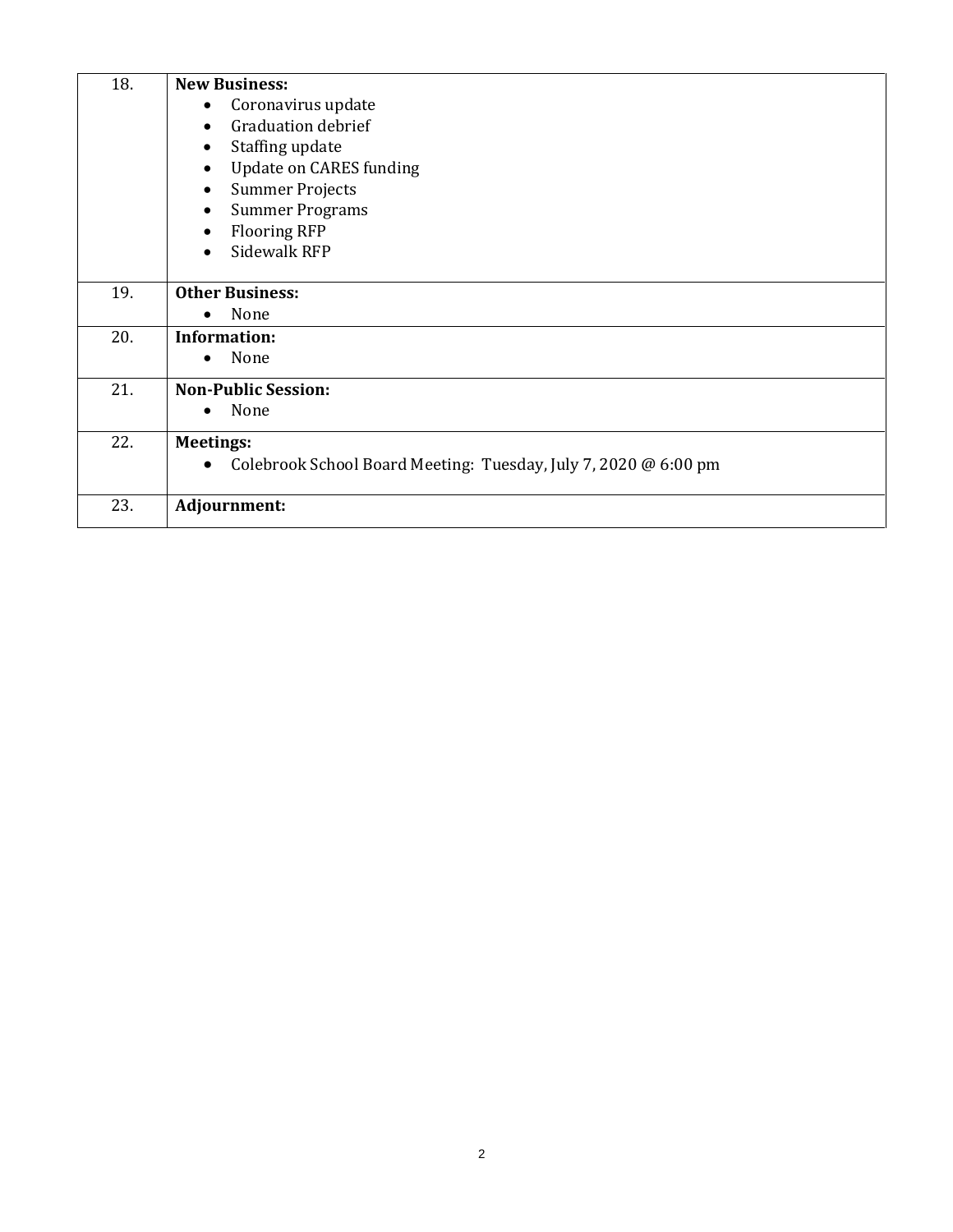| | |
|---|---|
| 18. | **New Business:**<br>• Coronavirus update<br>• Graduation debrief<br>• Staffing update<br>• Update on CARES funding<br>• Summer Projects<br>• Summer Programs<br>• Flooring RFP<br>• Sidewalk RFP |
| 19. | **Other Business:**<br>• None |
| 20. | **Information:**<br>• None |
| 21. | **Non-Public Session:**<br>• None |
| 22. | **Meetings:**<br>• Colebrook School Board Meeting: Tuesday, July 7, 2020 @ 6:00 pm |
| 23. | **Adjournment:** |